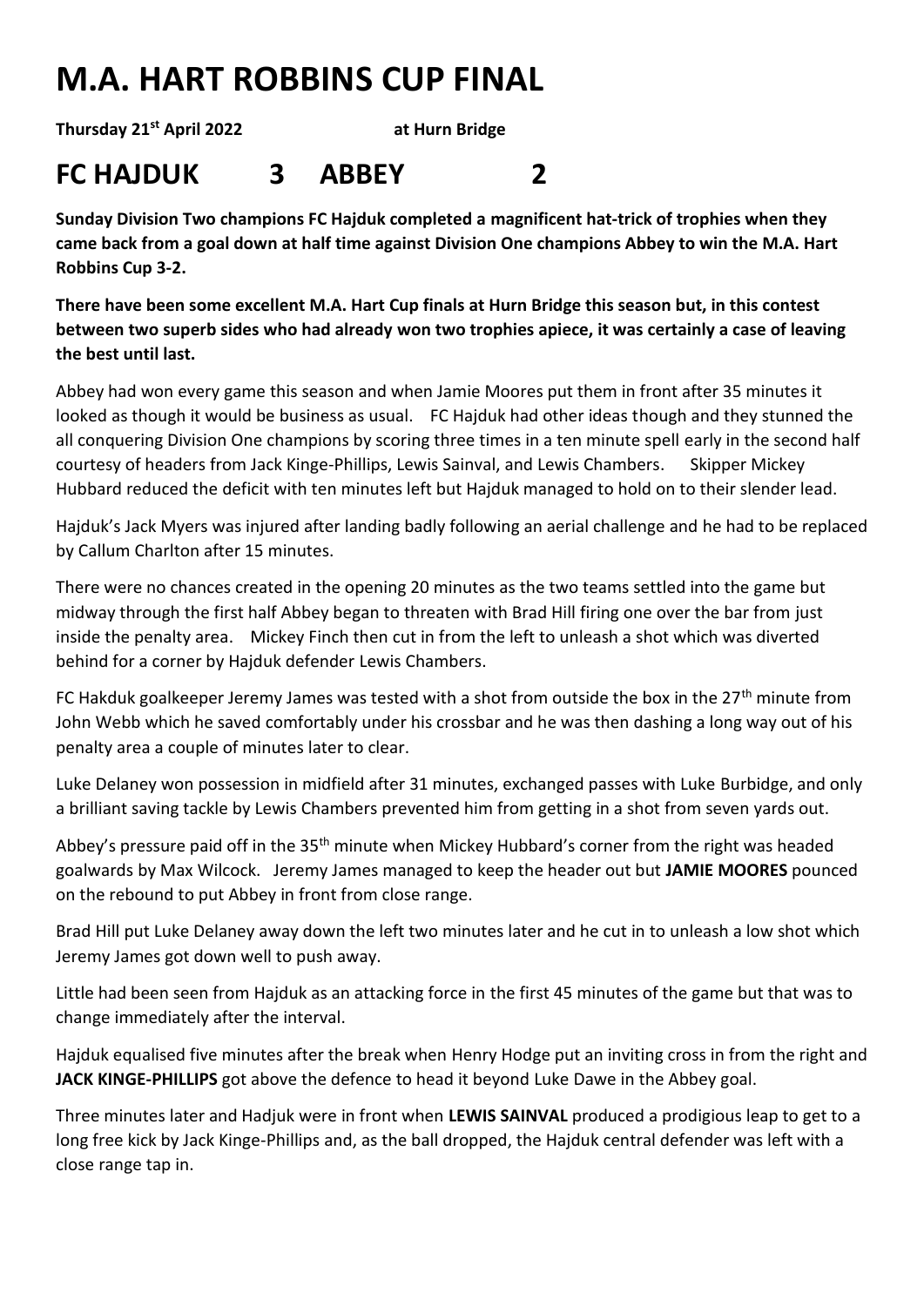# M.A. HART ROBBINS CUP FINAL

**Thursday 21st April 2022** **at Hurn Bridge**

## FC HAJDUK 3 ABBEY 2

**Sunday Division Two champions FC Hajduk completed a magnificent hat-trick of trophies when they came back from a goal down at half time against Division One champions Abbey to win the M.A. Hart Robbins Cup 3-2.**

**There have been some excellent M.A. Hart Cup finals at Hurn Bridge this season but, in this contest between two superb sides who had already won two trophies apiece, it was certainly a case of leaving the best until last.**

Abbey had won every game this season and when Jamie Moores put them in front after 35 minutes it looked as though it would be business as usual. FC Hajduk had other ideas though and they stunned the all conquering Division One champions by scoring three times in a ten minute spell early in the second half courtesy of headers from Jack Kinge-Phillips, Lewis Sainval, and Lewis Chambers. Skipper Mickey Hubbard reduced the deficit with ten minutes left but Hajduk managed to hold on to their slender lead.

Hajduk's Jack Myers was injured after landing badly following an aerial challenge and he had to be replaced by Callum Charlton after 15 minutes.

There were no chances created in the opening 20 minutes as the two teams settled into the game but midway through the first half Abbey began to threaten with Brad Hill firing one over the bar from just inside the penalty area. Mickey Finch then cut in from the left to unleash a shot which was diverted behind for a corner by Hajduk defender Lewis Chambers.

FC Hakduk goalkeeper Jeremy James was tested with a shot from outside the box in the 27th minute from John Webb which he saved comfortably under his crossbar and he was then dashing a long way out of his penalty area a couple of minutes later to clear.

Luke Delaney won possession in midfield after 31 minutes, exchanged passes with Luke Burbidge, and only a brilliant saving tackle by Lewis Chambers prevented him from getting in a shot from seven yards out.

Abbey's pressure paid off in the 35th minute when Mickey Hubbard's corner from the right was headed goalwards by Max Wilcock. Jeremy James managed to keep the header out but **JAMIE MOORES** pounced on the rebound to put Abbey in front from close range.

Brad Hill put Luke Delaney away down the left two minutes later and he cut in to unleash a low shot which Jeremy James got down well to push away.

Little had been seen from Hajduk as an attacking force in the first 45 minutes of the game but that was to change immediately after the interval.

Hajduk equalised five minutes after the break when Henry Hodge put an inviting cross in from the right and **JACK KINGE-PHILLIPS** got above the defence to head it beyond Luke Dawe in the Abbey goal.

Three minutes later and Hadjuk were in front when **LEWIS SAINVAL** produced a prodigious leap to get to a long free kick by Jack Kinge-Phillips and, as the ball dropped, the Hajduk central defender was left with a close range tap in.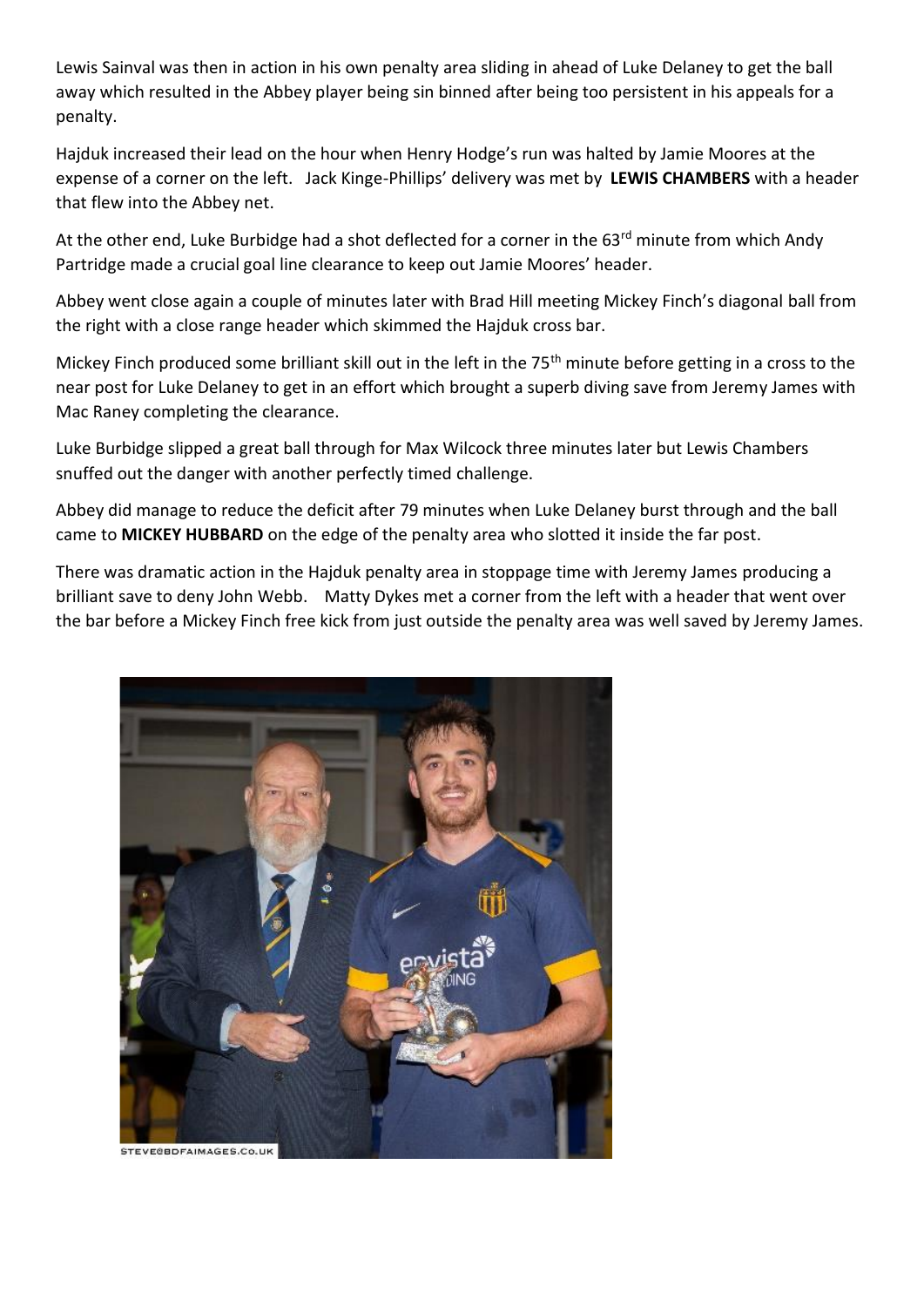Lewis Sainval was then in action in his own penalty area sliding in ahead of Luke Delaney to get the ball away which resulted in the Abbey player being sin binned after being too persistent in his appeals for a penalty.

Hajduk increased their lead on the hour when Henry Hodge's run was halted by Jamie Moores at the expense of a corner on the left. Jack Kinge-Phillips' delivery was met by **LEWIS CHAMBERS** with a header that flew into the Abbey net.

At the other end, Luke Burbidge had a shot deflected for a corner in the 63rd minute from which Andy Partridge made a crucial goal line clearance to keep out Jamie Moores' header.

Abbey went close again a couple of minutes later with Brad Hill meeting Mickey Finch's diagonal ball from the right with a close range header which skimmed the Hajduk cross bar.

Mickey Finch produced some brilliant skill out in the left in the 75th minute before getting in a cross to the near post for Luke Delaney to get in an effort which brought a superb diving save from Jeremy James with Mac Raney completing the clearance.

Luke Burbidge slipped a great ball through for Max Wilcock three minutes later but Lewis Chambers snuffed out the danger with another perfectly timed challenge.

Abbey did manage to reduce the deficit after 79 minutes when Luke Delaney burst through and the ball came to **MICKEY HUBBARD** on the edge of the penalty area who slotted it inside the far post.

There was dramatic action in the Hajduk penalty area in stoppage time with Jeremy James producing a brilliant save to deny John Webb. Matty Dykes met a corner from the left with a header that went over the bar before a Mickey Finch free kick from just outside the penalty area was well saved by Jeremy James.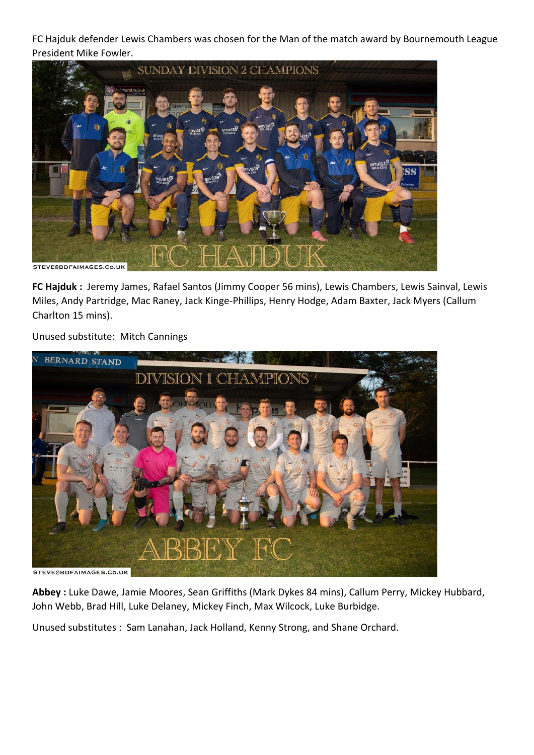FC Hajduk defender Lewis Chambers was chosen for the Man of the match award by Bournemouth League President Mike Fowler.

**FC Hajduk :** Jeremy James, Rafael Santos (Jimmy Cooper 56 mins), Lewis Chambers, Lewis Sainval, Lewis Miles, Andy Partridge, Mac Raney, Jack Kinge-Phillips, Henry Hodge, Adam Baxter, Jack Myers (Callum Charlton 15 mins).

Unused substitute: Mitch Cannings

**Abbey :** Luke Dawe, Jamie Moores, Sean Griffiths (Mark Dykes 84 mins), Callum Perry, Mickey Hubbard, John Webb, Brad Hill, Luke Delaney, Mickey Finch, Max Wilcock, Luke Burbidge.

Unused substitutes : Sam Lanahan, Jack Holland, Kenny Strong, and Shane Orchard.